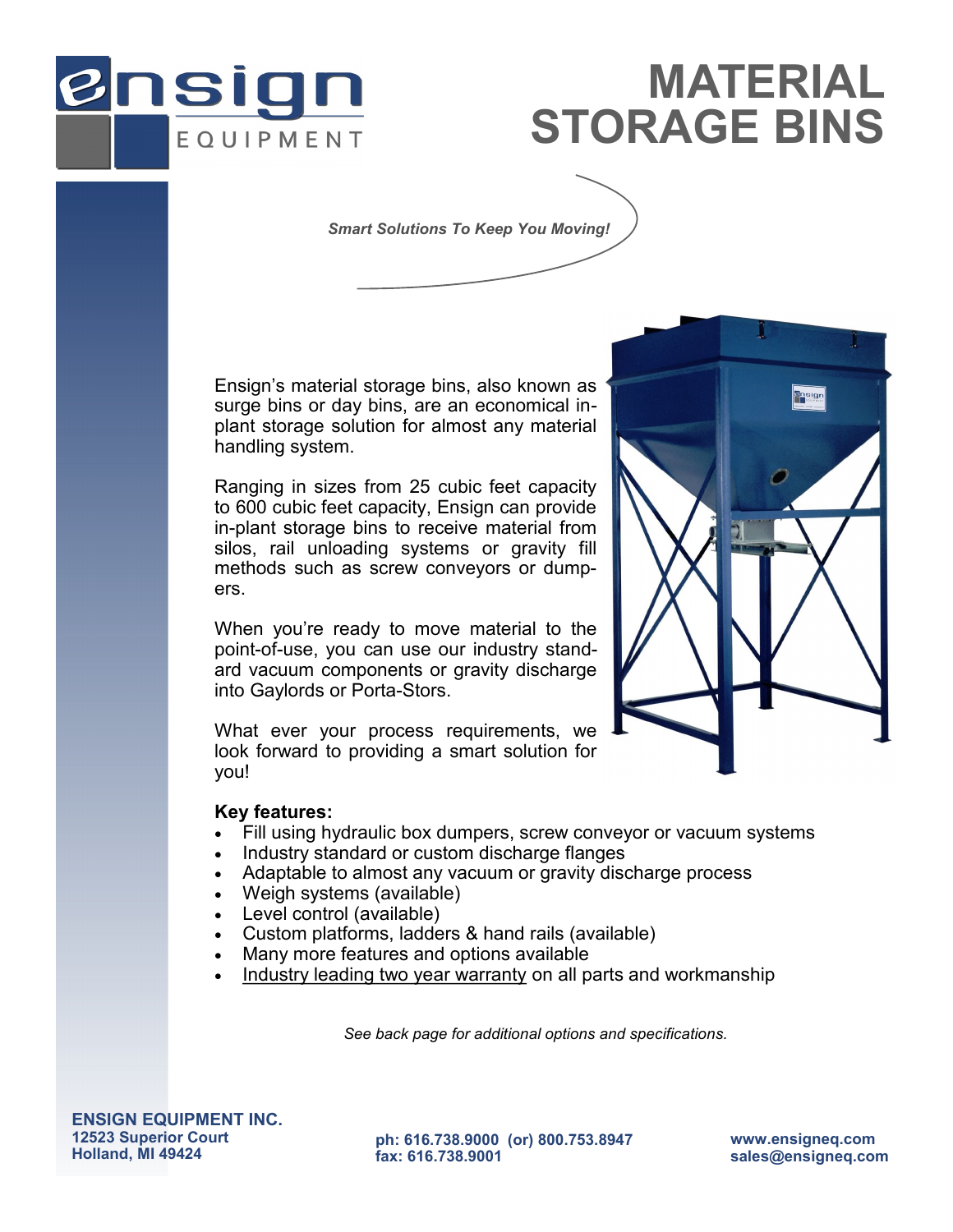# MATERIAL STORAGE BINS

*Smart Solutions To Keep You Moving!*

Ensign's material storage bins, also known as surge bins or day bins, are an economical in-plant storage solution for almost any material handling system.

Ranging in sizes from 25 cubic feet capacity to 600 cubic feet capacity, Ensign can provide in-plant storage bins to receive material from silos, rail unloading systems or gravity fill methods such as screw conveyors or dumpers.

When you're ready to move material to the point-of-use, you can use our industry standard vacuum components or gravity discharge into Gaylords or Porta-Stors.

What ever your process requirements, we look forward to providing a smart solution for you!

**Key features:**

- Fill using hydraulic box dumpers, screw conveyor or vacuum systems
- Industry standard or custom discharge flanges
- Adaptable to almost any vacuum or gravity discharge process
- Weigh systems (available)
- Level control (available)
- Custom platforms, ladders & hand rails (available)
- Many more features and options available
- Industry leading two year warranty on all parts and workmanship

*See back page for additional options and specifications.*

**ENSIGN EQUIPMENT INC.**
**12523 Superior Court**
**Holland, MI 49424**

**ph: 616.738.9000 (or) 800.753.8947**
**fax: 616.738.9001**

**www.ensigneq.com**
**sales@ensigneq.com**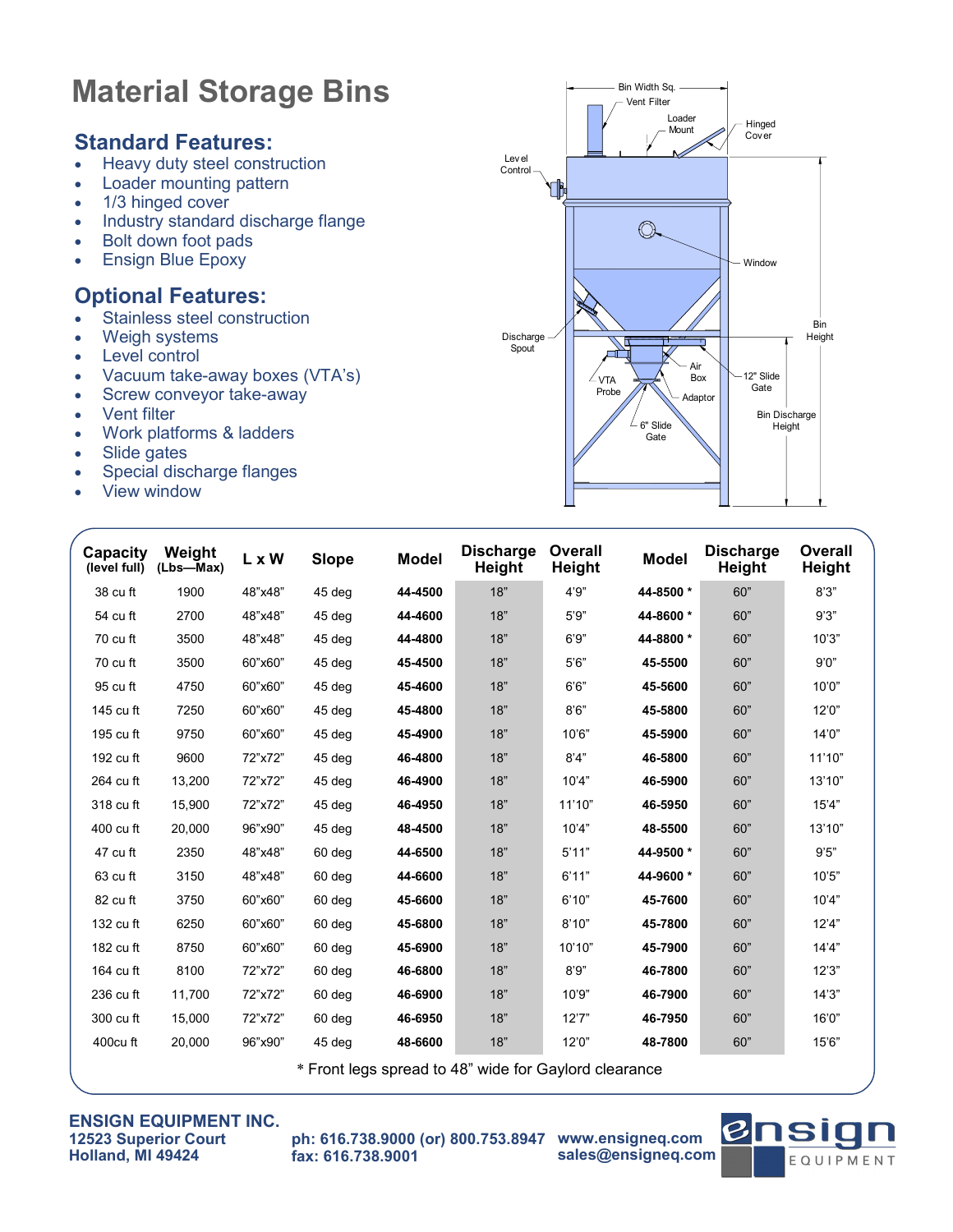# Material Storage Bins

## Standard Features:

- Heavy duty steel construction
- Loader mounting pattern
- 1/3 hinged cover
- Industry standard discharge flange
- Bolt down foot pads
- Ensign Blue Epoxy

## Optional Features:

- Stainless steel construction
- Weigh systems
- Level control
- Vacuum take-away boxes (VTA's)
- Screw conveyor take-away
- Vent filter
- Work platforms & ladders
- Slide gates
- Special discharge flanges
- View window

Bin Width Sq.
Vent Filter
Loader Mount
Hinged Cover
Level Control
Window
Discharge Spout
Bin Height
Air Box
VTA Probe
12" Slide Gate
Adaptor
Bin Discharge Height
6" Slide Gate

| Capacity (level full) | Weight (Lbs—Max) | L x W | Slope | Model | Discharge Height | Overall Height | Model | Discharge Height | Overall Height |
|---|---|---|---|---|---|---|---|---|---|
| 38 cu ft | 1900 | 48"x48" | 45 deg | 44-4500 | 18" | 4'9" | 44-8500 * | 60" | 8'3" |
| 54 cu ft | 2700 | 48"x48" | 45 deg | 44-4600 | 18" | 5'9" | 44-8600 * | 60" | 9'3" |
| 70 cu ft | 3500 | 48"x48" | 45 deg | 44-4800 | 18" | 6'9" | 44-8800 * | 60" | 10'3" |
| 70 cu ft | 3500 | 60"x60" | 45 deg | 45-4500 | 18" | 5'6" | 45-5500 | 60" | 9'0" |
| 95 cu ft | 4750 | 60"x60" | 45 deg | 45-4600 | 18" | 6'6" | 45-5600 | 60" | 10'0" |
| 145 cu ft | 7250 | 60"x60" | 45 deg | 45-4800 | 18" | 8'6" | 45-5800 | 60" | 12'0" |
| 195 cu ft | 9750 | 60"x60" | 45 deg | 45-4900 | 18" | 10'6" | 45-5900 | 60" | 14'0" |
| 192 cu ft | 9600 | 72"x72" | 45 deg | 46-4800 | 18" | 8'4" | 46-5800 | 60" | 11'10" |
| 264 cu ft | 13,200 | 72"x72" | 45 deg | 46-4900 | 18" | 10'4" | 46-5900 | 60" | 13'10" |
| 318 cu ft | 15,900 | 72"x72" | 45 deg | 46-4950 | 18" | 11'10" | 46-5950 | 60" | 15'4" |
| 400 cu ft | 20,000 | 96"x90" | 45 deg | 48-4500 | 18" | 10'4" | 48-5500 | 60" | 13'10" |
| 47 cu ft | 2350 | 48"x48" | 60 deg | 44-6500 | 18" | 5'11" | 44-9500 * | 60" | 9'5" |
| 63 cu ft | 3150 | 48"x48" | 60 deg | 44-6600 | 18" | 6'11" | 44-9600 * | 60" | 10'5" |
| 82 cu ft | 3750 | 60"x60" | 60 deg | 45-6600 | 18" | 6'10" | 45-7600 | 60" | 10'4" |
| 132 cu ft | 6250 | 60"x60" | 60 deg | 45-6800 | 18" | 8'10" | 45-7800 | 60" | 12'4" |
| 182 cu ft | 8750 | 60"x60" | 60 deg | 45-6900 | 18" | 10'10" | 45-7900 | 60" | 14'4" |
| 164 cu ft | 8100 | 72"x72" | 60 deg | 46-6800 | 18" | 8'9" | 46-7800 | 60" | 12'3" |
| 236 cu ft | 11,700 | 72"x72" | 60 deg | 46-6900 | 18" | 10'9" | 46-7900 | 60" | 14'3" |
| 300 cu ft | 15,000 | 72"x72" | 60 deg | 46-6950 | 18" | 12'7" | 46-7950 | 60" | 16'0" |
| 400cu ft | 20,000 | 96"x90" | 45 deg | 48-6600 | 18" | 12'0" | 48-7800 | 60" | 15'6" |

\* Front legs spread to 48" wide for Gaylord clearance

**ENSIGN EQUIPMENT INC.**
**12523 Superior Court**
**Holland, MI 49424**

**ph: 616.738.9000 (or) 800.753.8947**
**fax: 616.738.9001**

**www.ensigneq.com**
**sales@ensigneq.com**

ensign EQUIPMENT